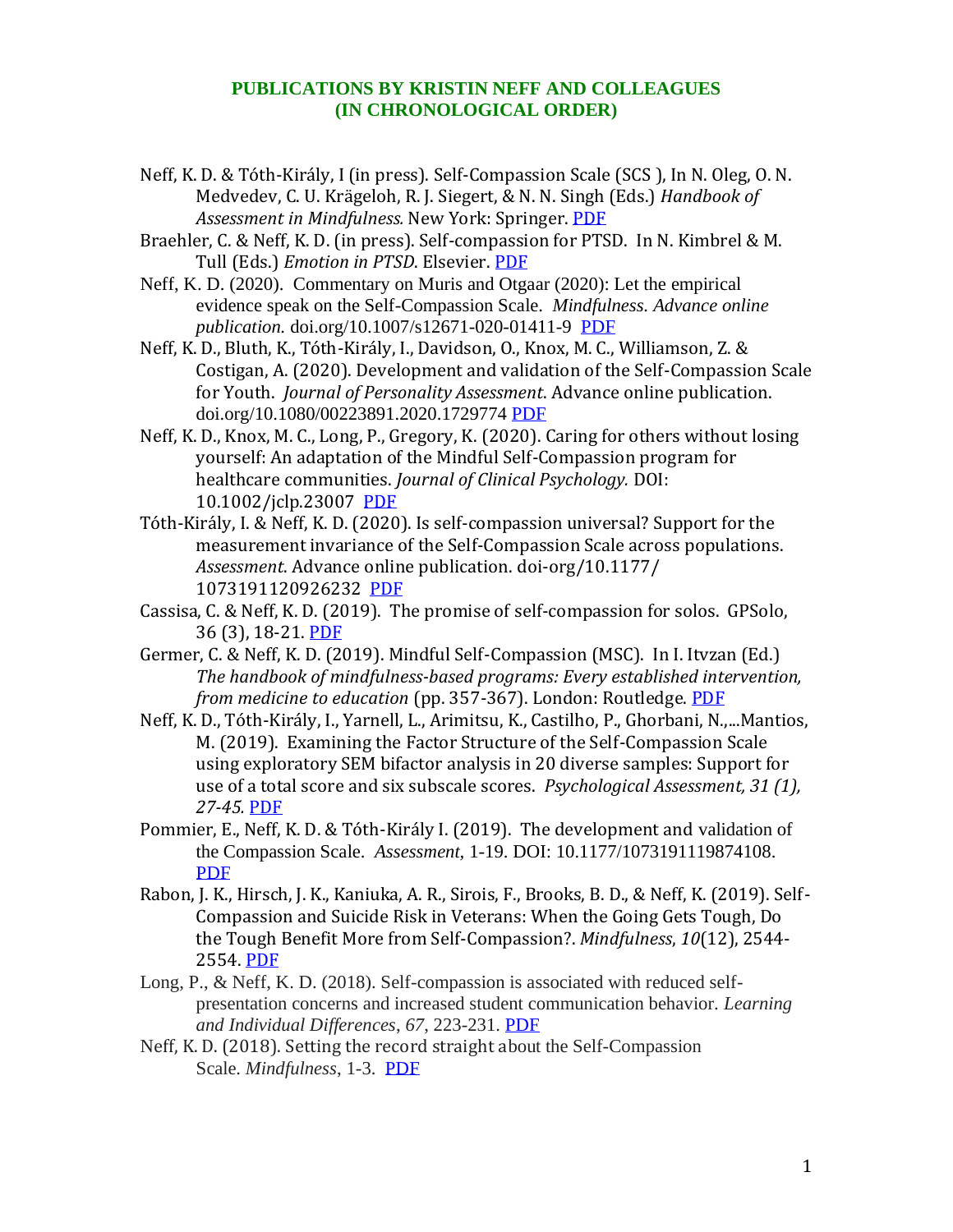# PUBLICATIONS BY KRISTIN NEFF AND COLLEAGUES
## (IN CHRONOLOGICAL ORDER)

Neff, K. D. & Tóth-Király, I (in press). Self-Compassion Scale (SCS ), In N. Oleg, O. N. Medvedev, C. U. Krägeloh, R. J. Siegert, & N. N. Singh (Eds.) *Handbook of Assessment in Mindfulness.* New York: Springer. PDF

Braehler, C. & Neff, K. D. (in press). Self-compassion for PTSD. In N. Kimbrel & M. Tull (Eds.) *Emotion in PTSD*. Elsevier. PDF

Neff, K. D. (2020). Commentary on Muris and Otgaar (2020): Let the empirical evidence speak on the Self-Compassion Scale. *Mindfulness*. *Advance online publication*. doi.org/10.1007/s12671-020-01411-9 PDF

Neff, K. D., Bluth, K., Tóth-Király, I., Davidson, O., Knox, M. C., Williamson, Z. & Costigan, A. (2020). Development and validation of the Self-Compassion Scale for Youth. *Journal of Personality Assessment*. Advance online publication. doi.org/10.1080/00223891.2020.1729774 PDF

Neff, K. D., Knox, M. C., Long, P., Gregory, K. (2020). Caring for others without losing yourself: An adaptation of the Mindful Self-Compassion program for healthcare communities. *Journal of Clinical Psychology.* DOI: 10.1002/jclp.23007 PDF

Tóth-Király, I. & Neff, K. D. (2020). Is self-compassion universal? Support for the measurement invariance of the Self-Compassion Scale across populations. *Assessment*. Advance online publication. doi-org/10.1177/ 1073191120926232 PDF

Cassisa, C. & Neff, K. D. (2019). The promise of self-compassion for solos. GPSolo, 36 (3), 18-21. PDF

Germer, C. & Neff, K. D. (2019). Mindful Self-Compassion (MSC). In I. Itvzan (Ed.) *The handbook of mindfulness-based programs: Every established intervention, from medicine to education* (pp. 357-367). London: Routledge. PDF

Neff, K. D., Tóth-Király, I., Yarnell, L., Arimitsu, K., Castilho, P., Ghorbani, N.,...Mantios, M. (2019). Examining the Factor Structure of the Self-Compassion Scale using exploratory SEM bifactor analysis in 20 diverse samples: Support for use of a total score and six subscale scores. *Psychological Assessment, 31 (1), 27-45.* PDF

Pommier, E., Neff, K. D. & Tóth-Király I. (2019). The development and validation of the Compassion Scale. *Assessment*, 1-19. DOI: 10.1177/1073191119874108. PDF

Rabon, J. K., Hirsch, J. K., Kaniuka, A. R., Sirois, F., Brooks, B. D., & Neff, K. (2019). Self-Compassion and Suicide Risk in Veterans: When the Going Gets Tough, Do the Tough Benefit More from Self-Compassion?. *Mindfulness*, *10*(12), 2544-2554. PDF

Long, P., & Neff, K. D. (2018). Self-compassion is associated with reduced self-presentation concerns and increased student communication behavior. *Learning and Individual Differences*, *67*, 223-231. PDF

Neff, K. D. (2018). Setting the record straight about the Self-Compassion Scale. *Mindfulness*, 1-3. PDF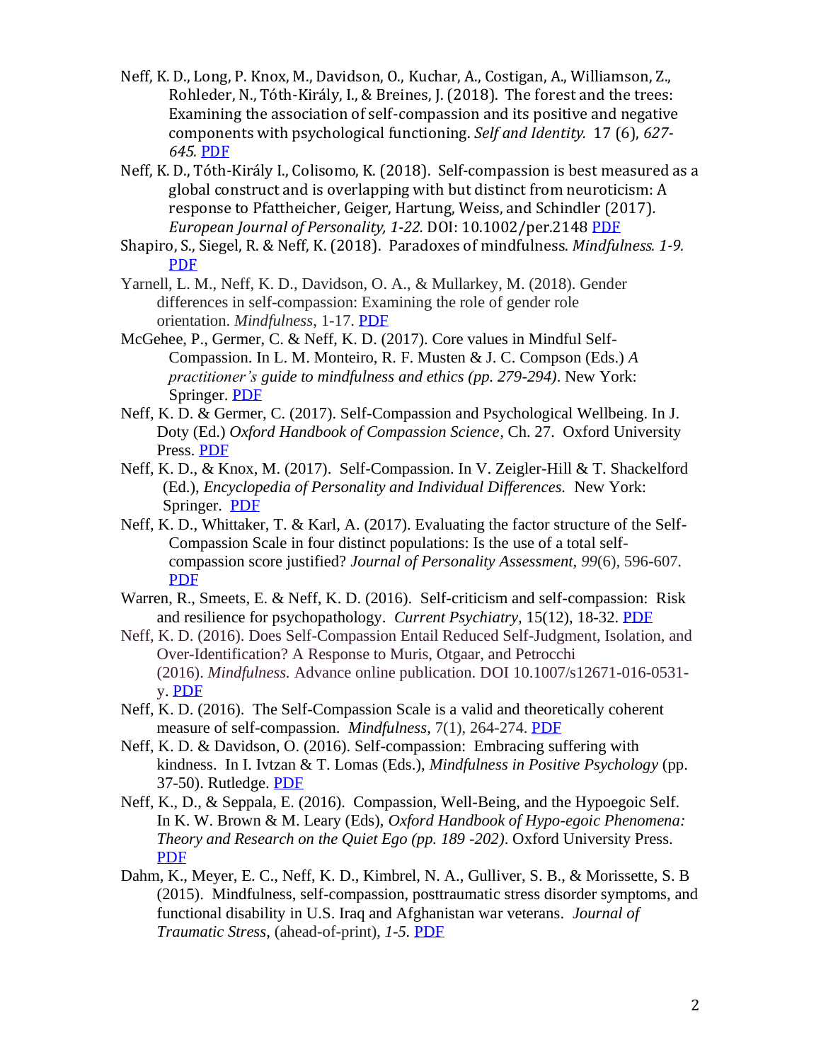Neff, K. D., Long, P. Knox, M., Davidson, O., Kuchar, A., Costigan, A., Williamson, Z., Rohleder, N., Tóth-Király, I., & Breines, J. (2018). The forest and the trees: Examining the association of self-compassion and its positive and negative components with psychological functioning. *Self and Identity.* 17 (6), *627-645.* PDF

Neff, K. D., Tóth-Király I., Colisomo, K. (2018). Self-compassion is best measured as a global construct and is overlapping with but distinct from neuroticism: A response to Pfattheicher, Geiger, Hartung, Weiss, and Schindler (2017). *European Journal of Personality, 1-22.* DOI: 10.1002/per.2148 PDF

Shapiro, S., Siegel, R. & Neff, K. (2018). Paradoxes of mindfulness. *Mindfulness. 1-9.* PDF

Yarnell, L. M., Neff, K. D., Davidson, O. A., & Mullarkey, M. (2018). Gender differences in self-compassion: Examining the role of gender role orientation. *Mindfulness*, 1-17. PDF

McGehee, P., Germer, C. & Neff, K. D. (2017). Core values in Mindful Self-Compassion. In L. M. Monteiro, R. F. Musten & J. C. Compson (Eds.) *A practitioner's guide to mindfulness and ethics (pp. 279-294)*. New York: Springer. PDF

Neff, K. D. & Germer, C. (2017). Self-Compassion and Psychological Wellbeing. In J. Doty (Ed.) *Oxford Handbook of Compassion Science*, Ch. 27. Oxford University Press. PDF

Neff, K. D., & Knox, M. (2017). Self-Compassion. In V. Zeigler-Hill & T. Shackelford (Ed.), *Encyclopedia of Personality and Individual Differences.* New York: Springer. PDF

Neff, K. D., Whittaker, T. & Karl, A. (2017). Evaluating the factor structure of the Self-Compassion Scale in four distinct populations: Is the use of a total self-compassion score justified? *Journal of Personality Assessment*, *99*(6), 596-607. PDF

Warren, R., Smeets, E. & Neff, K. D. (2016). Self-criticism and self-compassion: Risk and resilience for psychopathology. *Current Psychiatry*, 15(12), 18-32. PDF

Neff, K. D. (2016). Does Self-Compassion Entail Reduced Self-Judgment, Isolation, and Over-Identification? A Response to Muris, Otgaar, and Petrocchi (2016). *Mindfulness.* Advance online publication. DOI 10.1007/s12671-016-0531-y. PDF

Neff, K. D. (2016). The Self-Compassion Scale is a valid and theoretically coherent measure of self-compassion. *Mindfulness*, 7(1), 264-274. PDF

Neff, K. D. & Davidson, O. (2016). Self-compassion: Embracing suffering with kindness. In I. Ivtzan & T. Lomas (Eds.), *Mindfulness in Positive Psychology* (pp. 37-50). Rutledge. PDF

Neff, K., D., & Seppala, E. (2016). Compassion, Well-Being, and the Hypoegoic Self. In K. W. Brown & M. Leary (Eds), *Oxford Handbook of Hypo-egoic Phenomena: Theory and Research on the Quiet Ego (pp. 189 -202)*. Oxford University Press. PDF

Dahm, K., Meyer, E. C., Neff, K. D., Kimbrel, N. A., Gulliver, S. B., & Morissette, S. B (2015). Mindfulness, self-compassion, posttraumatic stress disorder symptoms, and functional disability in U.S. Iraq and Afghanistan war veterans. *Journal of Traumatic Stress*, (ahead-of-print), *1-5*. PDF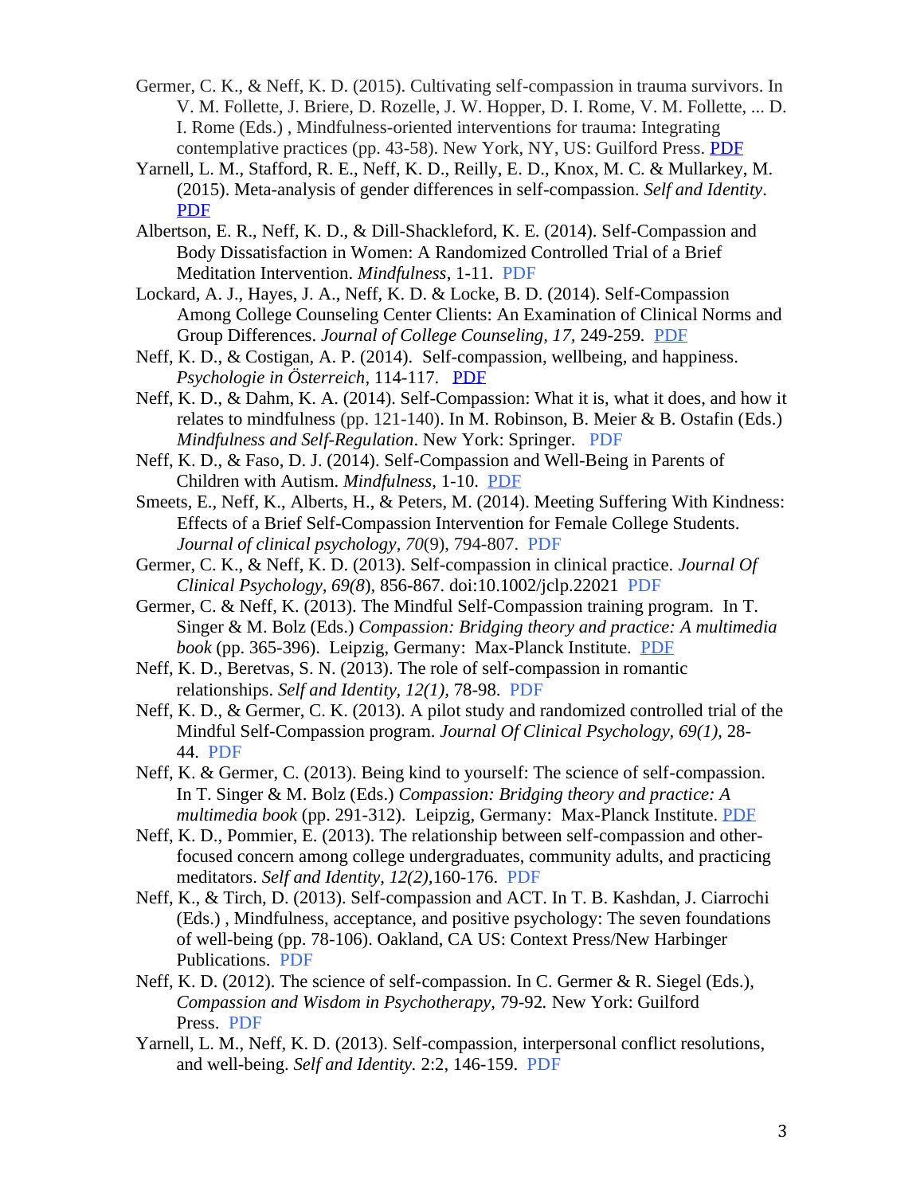Germer, C. K., & Neff, K. D. (2015). Cultivating self-compassion in trauma survivors. In V. M. Follette, J. Briere, D. Rozelle, J. W. Hopper, D. I. Rome, V. M. Follette, ... D. I. Rome (Eds.) , Mindfulness-oriented interventions for trauma: Integrating contemplative practices (pp. 43-58). New York, NY, US: Guilford Press. PDF

Yarnell, L. M., Stafford, R. E., Neff, K. D., Reilly, E. D., Knox, M. C. & Mullarkey, M. (2015). Meta-analysis of gender differences in self-compassion. *Self and Identity*. PDF

Albertson, E. R., Neff, K. D., & Dill-Shackleford, K. E. (2014). Self-Compassion and Body Dissatisfaction in Women: A Randomized Controlled Trial of a Brief Meditation Intervention. *Mindfulness*, 1-11. PDF

Lockard, A. J., Hayes, J. A., Neff, K. D. & Locke, B. D. (2014). Self-Compassion Among College Counseling Center Clients: An Examination of Clinical Norms and Group Differences. *Journal of College Counseling, 17,* 249-259. PDF

Neff, K. D., & Costigan, A. P. (2014). Self-compassion, wellbeing, and happiness. *Psychologie in Österreich*, 114-117. PDF

Neff, K. D., & Dahm, K. A. (2014). Self-Compassion: What it is, what it does, and how it relates to mindfulness (pp. 121-140). In M. Robinson, B. Meier & B. Ostafin (Eds.) *Mindfulness and Self-Regulation*. New York: Springer. PDF

Neff, K. D., & Faso, D. J. (2014). Self-Compassion and Well-Being in Parents of Children with Autism. *Mindfulness*, 1-10. PDF

Smeets, E., Neff, K., Alberts, H., & Peters, M. (2014). Meeting Suffering With Kindness: Effects of a Brief Self-Compassion Intervention for Female College Students. *Journal of clinical psychology*, *70*(9), 794-807. PDF

Germer, C. K., & Neff, K. D. (2013). Self-compassion in clinical practice. *Journal Of Clinical Psychology, 69(8*), 856-867. doi:10.1002/jclp.22021 PDF

Germer, C. & Neff, K. (2013). The Mindful Self-Compassion training program. In T. Singer & M. Bolz (Eds.) *Compassion: Bridging theory and practice: A multimedia book* (pp. 365-396). Leipzig, Germany: Max-Planck Institute. PDF

Neff, K. D., Beretvas, S. N. (2013). The role of self-compassion in romantic relationships. *Self and Identity, 12(1),* 78-98. PDF

Neff, K. D., & Germer, C. K. (2013). A pilot study and randomized controlled trial of the Mindful Self-Compassion program. *Journal Of Clinical Psychology, 69(1),* 28-44. PDF

Neff, K. & Germer, C. (2013). Being kind to yourself: The science of self-compassion. In T. Singer & M. Bolz (Eds.) *Compassion: Bridging theory and practice: A multimedia book* (pp. 291-312). Leipzig, Germany: Max-Planck Institute. PDF

Neff, K. D., Pommier, E. (2013). The relationship between self-compassion and other-focused concern among college undergraduates, community adults, and practicing meditators. *Self and Identity, 12(2),*160-176. PDF

Neff, K., & Tirch, D. (2013). Self-compassion and ACT. In T. B. Kashdan, J. Ciarrochi (Eds.) , Mindfulness, acceptance, and positive psychology: The seven foundations of well-being (pp. 78-106). Oakland, CA US: Context Press/New Harbinger Publications. PDF

Neff, K. D. (2012). The science of self-compassion. In C. Germer & R. Siegel (Eds.), *Compassion and Wisdom in Psychotherapy,* 79-92*.* New York: Guilford Press. PDF

Yarnell, L. M., Neff, K. D. (2013). Self-compassion, interpersonal conflict resolutions, and well-being. *Self and Identity.* 2:2, 146-159. PDF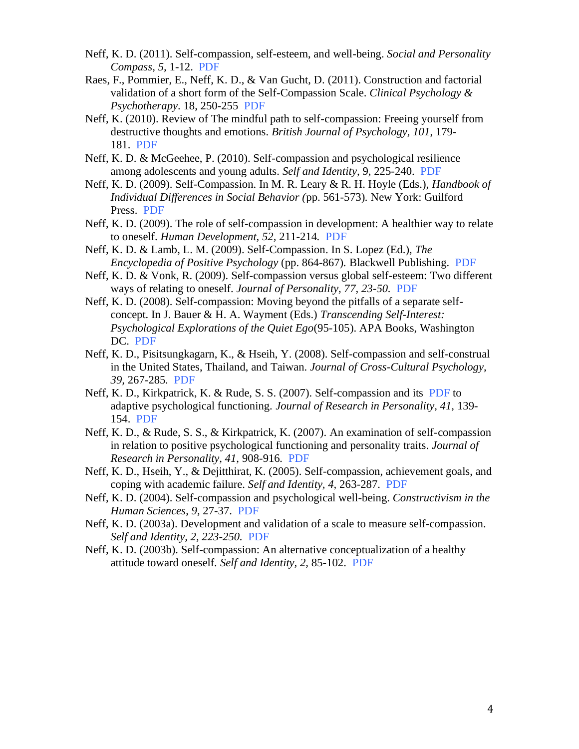Neff, K. D. (2011). Self-compassion, self-esteem, and well-being. *Social and Personality Compass, 5,* 1-12. PDF

Raes, F., Pommier, E., Neff, K. D., & Van Gucht, D. (2011). Construction and factorial validation of a short form of the Self-Compassion Scale. *Clinical Psychology & Psychotherapy*. 18, 250-255 PDF

Neff, K. (2010). Review of The mindful path to self-compassion: Freeing yourself from destructive thoughts and emotions. *British Journal of Psychology, 101*, 179-181. PDF

Neff, K. D. & McGeehee, P. (2010). Self-compassion and psychological resilience among adolescents and young adults. *Self and Identity*, 9, 225-240. PDF

Neff, K. D. (2009). Self-Compassion. In M. R. Leary & R. H. Hoyle (Eds.), *Handbook of Individual Differences in Social Behavior (*pp. 561-573)*.* New York: Guilford Press. PDF

Neff, K. D. (2009). The role of self-compassion in development: A healthier way to relate to oneself. *Human Development, 52*, 211-214*.* PDF

Neff, K. D. & Lamb, L. M. (2009). Self-Compassion. In S. Lopez (Ed.), *The Encyclopedia of Positive Psychology* (pp. 864-867). Blackwell Publishing. PDF

Neff, K. D. & Vonk, R. (2009). Self-compassion versus global self-esteem: Two different ways of relating to oneself. *Journal of Personality, 77, 23-50.* PDF

Neff, K. D. (2008). Self-compassion: Moving beyond the pitfalls of a separate self-concept. In J. Bauer & H. A. Wayment (Eds.) *Transcending Self-Interest: Psychological Explorations of the Quiet Ego*(95-105). APA Books, Washington DC. PDF

Neff, K. D., Pisitsungkagarn, K., & Hseih, Y. (2008). Self-compassion and self-construal in the United States, Thailand, and Taiwan. *Journal of Cross-Cultural Psychology, 39*, 267-285*.* PDF

Neff, K. D., Kirkpatrick, K. & Rude, S. S. (2007). Self-compassion and its PDF to adaptive psychological functioning. *Journal of Research in Personality, 41*, 139-154. PDF

Neff, K. D., & Rude, S. S., & Kirkpatrick, K. (2007). An examination of self-compassion in relation to positive psychological functioning and personality traits. *Journal of Research in Personality, 41,* 908-916*.* PDF

Neff, K. D., Hseih, Y., & Dejitthirat, K. (2005). Self-compassion, achievement goals, and coping with academic failure. *Self and Identity, 4,* 263-287. PDF

Neff, K. D. (2004). Self-compassion and psychological well-being. *Constructivism in the Human Sciences*, *9,* 27-37. PDF

Neff, K. D. (2003a). Development and validation of a scale to measure self-compassion. *Self and Identity, 2, 223-250.* PDF

Neff, K. D. (2003b). Self-compassion: An alternative conceptualization of a healthy attitude toward oneself. *Self and Identity*, *2,* 85-102. PDF